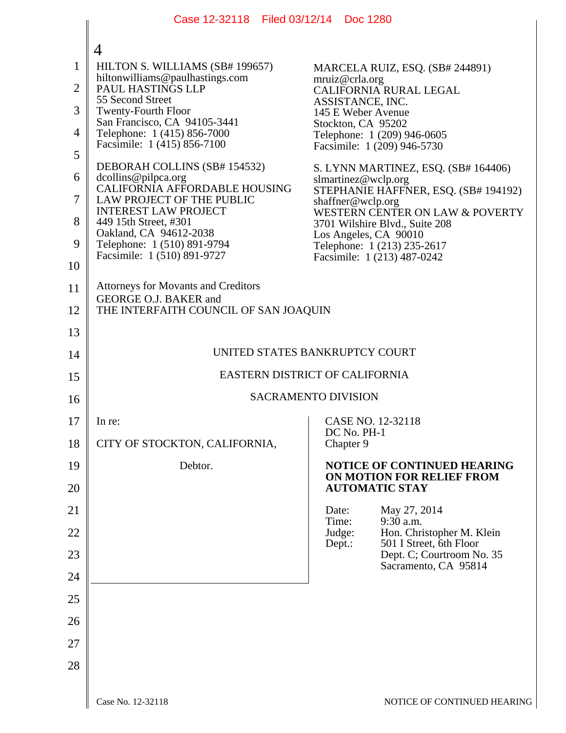4

HILTON S. WILLIAMS (SB# 199657)
hiltonwilliams@paulhastings.com
PAUL HASTINGS LLP
55 Second Street
Twenty-Fourth Floor
San Francisco, CA 94105-3441
Telephone: 1 (415) 856-7000
Facsimile: 1 (415) 856-7100

DEBORAH COLLINS (SB# 154532)
dcollins@pilpca.org
CALIFORNIA AFFORDABLE HOUSING
LAW PROJECT OF THE PUBLIC
INTEREST LAW PROJECT
449 15th Street, #301
Oakland, CA 94612-2038
Telephone: 1 (510) 891-9794
Facsimile: 1 (510) 891-9727

MARCELA RUIZ, ESQ. (SB# 244891)
mruiz@crla.org
CALIFORNIA RURAL LEGAL
ASSISTANCE, INC.
145 E Weber Avenue
Stockton, CA 95202
Telephone: 1 (209) 946-0605
Facsimile: 1 (209) 946-5730

S. LYNN MARTINEZ, ESQ. (SB# 164406)
slmartinez@wclp.org
STEPHANIE HAFFNER, ESQ. (SB# 194192)
shaffner@wclp.org
WESTERN CENTER ON LAW & POVERTY
3701 Wilshire Blvd., Suite 208
Los Angeles, CA 90010
Telephone: 1 (213) 235-2617
Facsimile: 1 (213) 487-0242

Attorneys for Movants and Creditors
GEORGE O.J. BAKER and
THE INTERFAITH COUNCIL OF SAN JOAQUIN

UNITED STATES BANKRUPTCY COURT

EASTERN DISTRICT OF CALIFORNIA

SACRAMENTO DIVISION

In re:

CITY OF STOCKTON, CALIFORNIA,

Debtor.

CASE NO. 12-32118
DC No. PH-1
Chapter 9

**NOTICE OF CONTINUED HEARING ON MOTION FOR RELIEF FROM AUTOMATIC STAY**

Date: May 27, 2014
Time: 9:30 a.m.
Judge: Hon. Christopher M. Klein
Dept.: 501 I Street, 6th Floor
Dept. C; Courtroom No. 35
Sacramento, CA 95814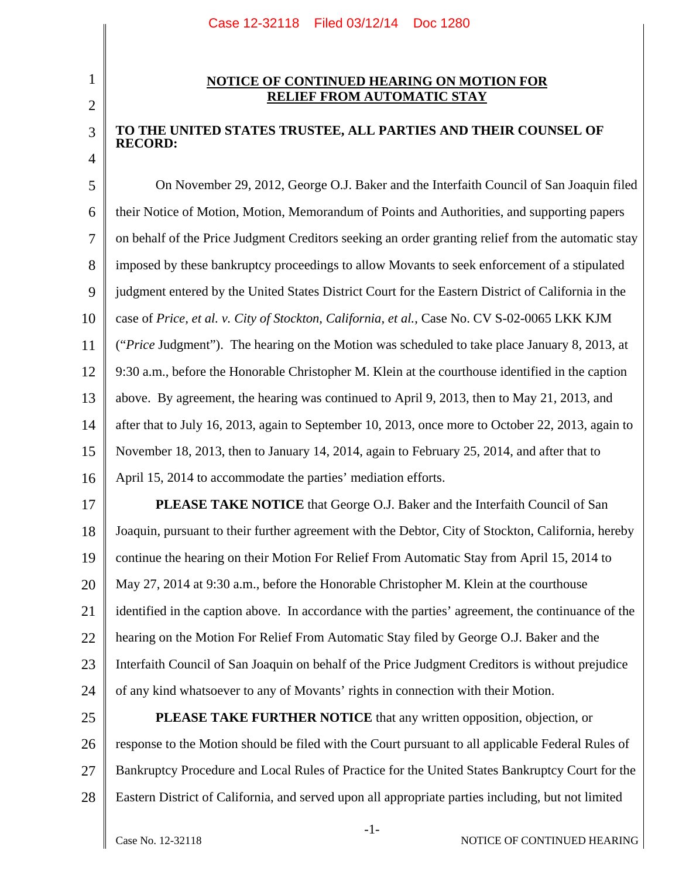## NOTICE OF CONTINUED HEARING ON MOTION FOR RELIEF FROM AUTOMATIC STAY

**TO THE UNITED STATES TRUSTEE, ALL PARTIES AND THEIR COUNSEL OF RECORD:**

On November 29, 2012, George O.J. Baker and the Interfaith Council of San Joaquin filed their Notice of Motion, Motion, Memorandum of Points and Authorities, and supporting papers on behalf of the Price Judgment Creditors seeking an order granting relief from the automatic stay imposed by these bankruptcy proceedings to allow Movants to seek enforcement of a stipulated judgment entered by the United States District Court for the Eastern District of California in the case of *Price, et al. v. City of Stockton, California, et al.*, Case No. CV S-02-0065 LKK KJM ("*Price* Judgment"). The hearing on the Motion was scheduled to take place January 8, 2013, at 9:30 a.m., before the Honorable Christopher M. Klein at the courthouse identified in the caption above. By agreement, the hearing was continued to April 9, 2013, then to May 21, 2013, and after that to July 16, 2013, again to September 10, 2013, once more to October 22, 2013, again to November 18, 2013, then to January 14, 2014, again to February 25, 2014, and after that to April 15, 2014 to accommodate the parties' mediation efforts.

**PLEASE TAKE NOTICE** that George O.J. Baker and the Interfaith Council of San Joaquin, pursuant to their further agreement with the Debtor, City of Stockton, California, hereby continue the hearing on their Motion For Relief From Automatic Stay from April 15, 2014 to May 27, 2014 at 9:30 a.m., before the Honorable Christopher M. Klein at the courthouse identified in the caption above. In accordance with the parties' agreement, the continuance of the hearing on the Motion For Relief From Automatic Stay filed by George O.J. Baker and the Interfaith Council of San Joaquin on behalf of the Price Judgment Creditors is without prejudice of any kind whatsoever to any of Movants' rights in connection with their Motion.

**PLEASE TAKE FURTHER NOTICE** that any written opposition, objection, or response to the Motion should be filed with the Court pursuant to all applicable Federal Rules of Bankruptcy Procedure and Local Rules of Practice for the United States Bankruptcy Court for the Eastern District of California, and served upon all appropriate parties including, but not limited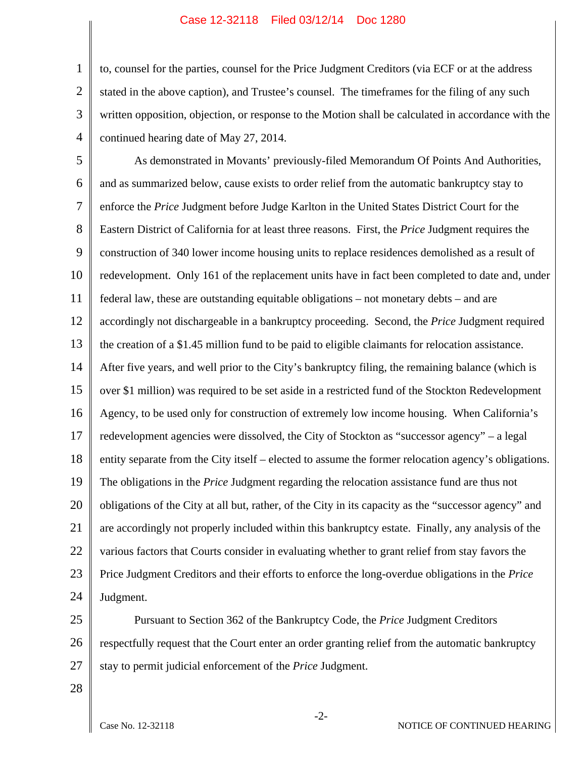to, counsel for the parties, counsel for the Price Judgment Creditors (via ECF or at the address stated in the above caption), and Trustee's counsel. The timeframes for the filing of any such written opposition, objection, or response to the Motion shall be calculated in accordance with the continued hearing date of May 27, 2014.

As demonstrated in Movants' previously-filed Memorandum Of Points And Authorities, and as summarized below, cause exists to order relief from the automatic bankruptcy stay to enforce the *Price* Judgment before Judge Karlton in the United States District Court for the Eastern District of California for at least three reasons. First, the *Price* Judgment requires the construction of 340 lower income housing units to replace residences demolished as a result of redevelopment. Only 161 of the replacement units have in fact been completed to date and, under federal law, these are outstanding equitable obligations – not monetary debts – and are accordingly not dischargeable in a bankruptcy proceeding. Second, the *Price* Judgment required the creation of a $1.45 million fund to be paid to eligible claimants for relocation assistance. After five years, and well prior to the City's bankruptcy filing, the remaining balance (which is over $1 million) was required to be set aside in a restricted fund of the Stockton Redevelopment Agency, to be used only for construction of extremely low income housing. When California's redevelopment agencies were dissolved, the City of Stockton as "successor agency" – a legal entity separate from the City itself – elected to assume the former relocation agency's obligations. The obligations in the *Price* Judgment regarding the relocation assistance fund are thus not obligations of the City at all but, rather, of the City in its capacity as the "successor agency" and are accordingly not properly included within this bankruptcy estate. Finally, any analysis of the various factors that Courts consider in evaluating whether to grant relief from stay favors the Price Judgment Creditors and their efforts to enforce the long-overdue obligations in the *Price* Judgment.

Pursuant to Section 362 of the Bankruptcy Code, the *Price* Judgment Creditors respectfully request that the Court enter an order granting relief from the automatic bankruptcy stay to permit judicial enforcement of the *Price* Judgment.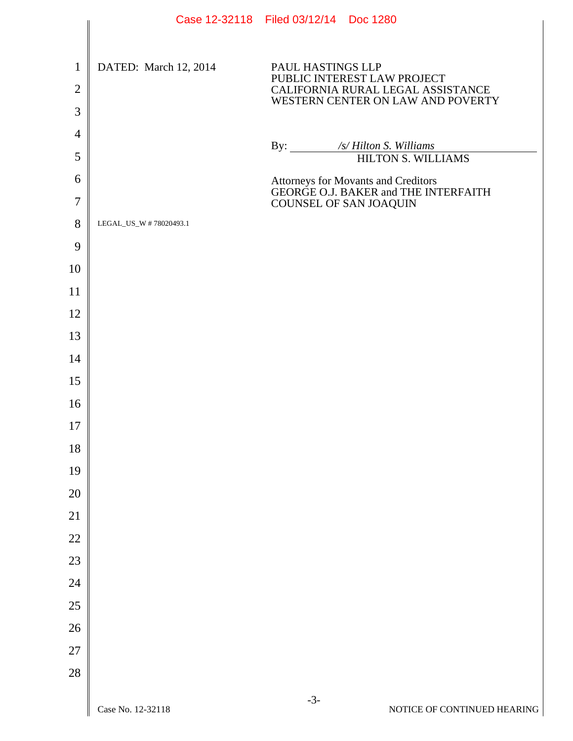DATED: March 12, 2014

PAUL HASTINGS LLP
PUBLIC INTEREST LAW PROJECT
CALIFORNIA RURAL LEGAL ASSISTANCE
WESTERN CENTER ON LAW AND POVERTY

By: /s/ Hilton S. Williams
HILTON S. WILLIAMS

Attorneys for Movants and Creditors
GEORGE O.J. BAKER and THE INTERFAITH COUNSEL OF SAN JOAQUIN

LEGAL_US_W # 78020493.1